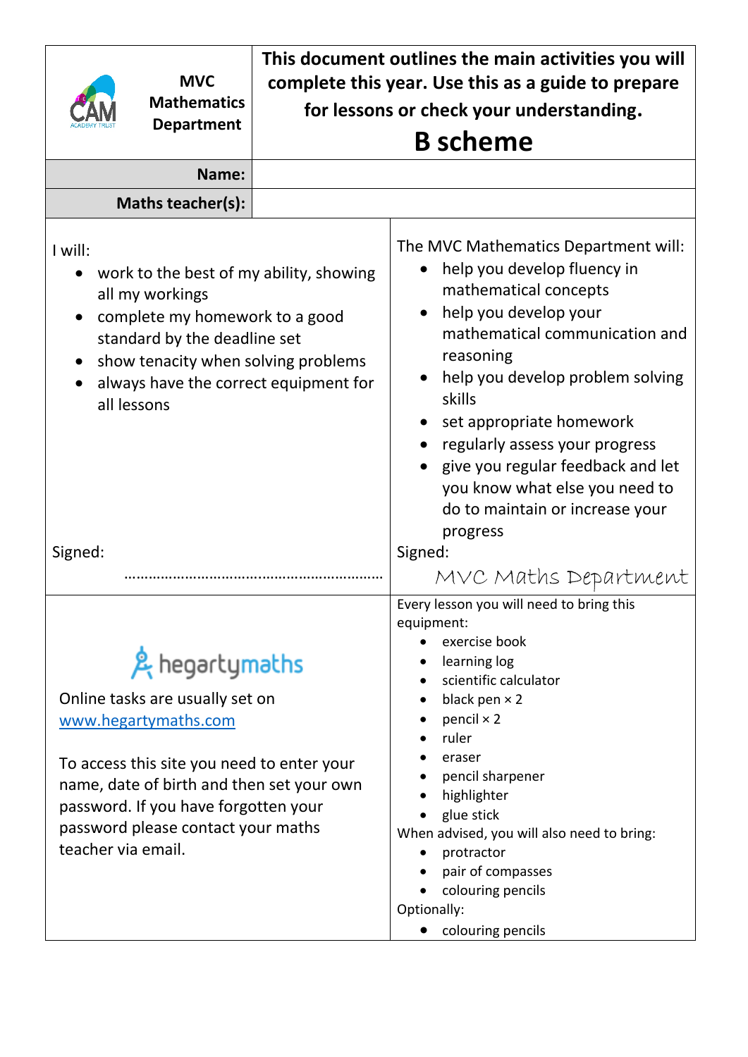**MVC Mathematics Department**

**This document outlines the main activities you will complete this year. Use this as a guide to prepare for lessons or check your understanding.**

# B scheme

| **Name:** | |
|---|---|
| **Maths teacher(s):** | |

I will:

- work to the best of my ability, showing all my workings
- complete my homework to a good standard by the deadline set
- show tenacity when solving problems
- always have the correct equipment for all lessons

Signed:

…………………………………………………………

The MVC Mathematics Department will:

- help you develop fluency in mathematical concepts
- help you develop your mathematical communication and reasoning
- help you develop problem solving skills
- set appropriate homework
- regularly assess your progress
- give you regular feedback and let you know what else you need to do to maintain or increase your progress

Signed:

*MVC Maths Department*

hegartymaths

Online tasks are usually set on [www.hegartymaths.com](http://www.hegartymaths.com)

To access this site you need to enter your name, date of birth and then set your own password. If you have forgotten your password please contact your maths teacher via email.

Every lesson you will need to bring this equipment:

- exercise book
- learning log
- scientific calculator
- black pen × 2
- pencil × 2
- ruler
- eraser
- pencil sharpener
- highlighter
- glue stick

When advised, you will also need to bring:

- protractor
- pair of compasses
- colouring pencils

Optionally:

- colouring pencils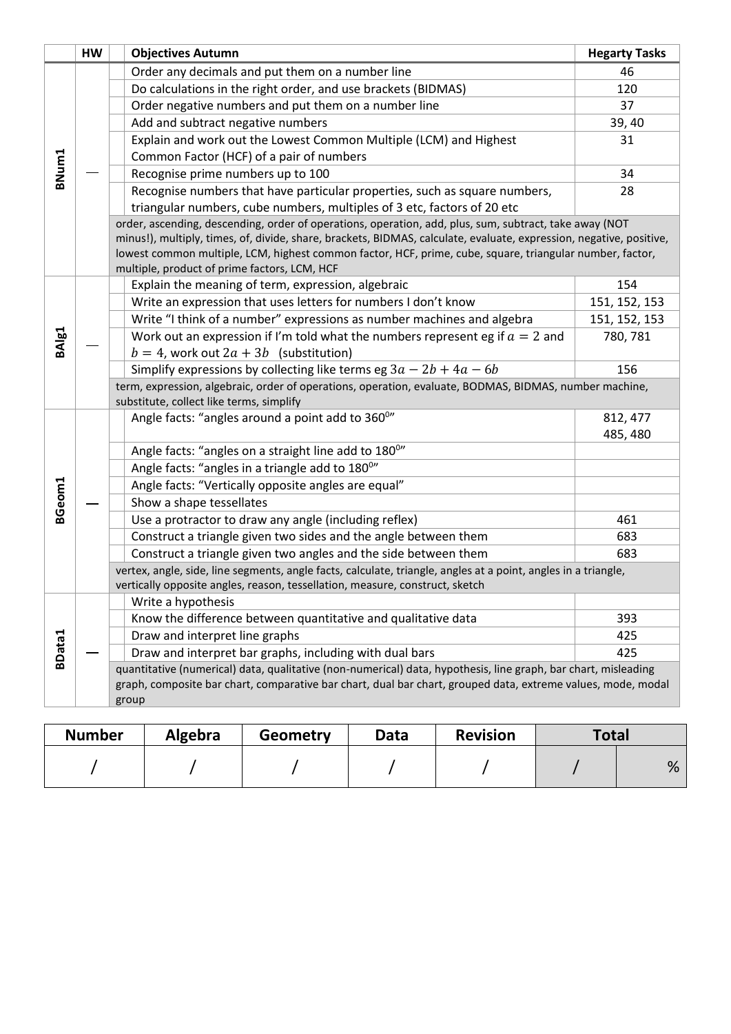| | HW | | Objectives Autumn | Hegarty Tasks |
|---|---|---|---|---|
| BNum1 | — | | Order any decimals and put them on a number line | 46 |
| | | | Do calculations in the right order, and use brackets (BIDMAS) | 120 |
| | | | Order negative numbers and put them on a number line | 37 |
| | | | Add and subtract negative numbers | 39, 40 |
| | | | Explain and work out the Lowest Common Multiple (LCM) and Highest Common Factor (HCF) of a pair of numbers | 31 |
| | | | Recognise prime numbers up to 100 | 34 |
| | | | Recognise numbers that have particular properties, such as square numbers, triangular numbers, cube numbers, multiples of 3 etc, factors of 20 etc | 28 |
| | | order, ascending, descending, order of operations, operation, add, plus, sum, subtract, take away (NOT minus!), multiply, times, of, divide, share, brackets, BIDMAS, calculate, evaluate, expression, negative, positive, lowest common multiple, LCM, highest common factor, HCF, prime, cube, square, triangular number, factor, multiple, product of prime factors, LCM, HCF | | |
| BAlg1 | — | | Explain the meaning of term, expression, algebraic | 154 |
| | | | Write an expression that uses letters for numbers I don't know | 151, 152, 153 |
| | | | Write "I think of a number" expressions as number machines and algebra | 151, 152, 153 |
| | | | Work out an expression if I'm told what the numbers represent eg if $a = 2$ and $b = 4$, work out $2a + 3b$ (substitution) | 780, 781 |
| | | | Simplify expressions by collecting like terms eg $3a - 2b + 4a - 6b$ | 156 |
| | | term, expression, algebraic, order of operations, operation, evaluate, BODMAS, BIDMAS, number machine, substitute, collect like terms, simplify | | |
| BGeom1 | — | | Angle facts: "angles around a point add to $360^0$" | 812, 477<br>485, 480 |
| | | | Angle facts: "angles on a straight line add to $180^0$" | |
| | | | Angle facts: "angles in a triangle add to $180^0$" | |
| | | | Angle facts: "Vertically opposite angles are equal" | |
| | | | Show a shape tessellates | |
| | | | Use a protractor to draw any angle (including reflex) | 461 |
| | | | Construct a triangle given two sides and the angle between them | 683 |
| | | | Construct a triangle given two angles and the side between them | 683 |
| | | vertex, angle, side, line segments, angle facts, calculate, triangle, angles at a point, angles in a triangle, vertically opposite angles, reason, tessellation, measure, construct, sketch | | |
| BData1 | — | | Write a hypothesis | |
| | | | Know the difference between quantitative and qualitative data | 393 |
| | | | Draw and interpret line graphs | 425 |
| | | | Draw and interpret bar graphs, including with dual bars | 425 |
| | | quantitative (numerical) data, qualitative (non-numerical) data, hypothesis, line graph, bar chart, misleading graph, composite bar chart, comparative bar chart, dual bar chart, grouped data, extreme values, mode, modal group | | |

| Number | Algebra | Geometry | Data | Revision | Total | |
|---|---|---|---|---|---|---|
| / | / | / | / | / | / | % |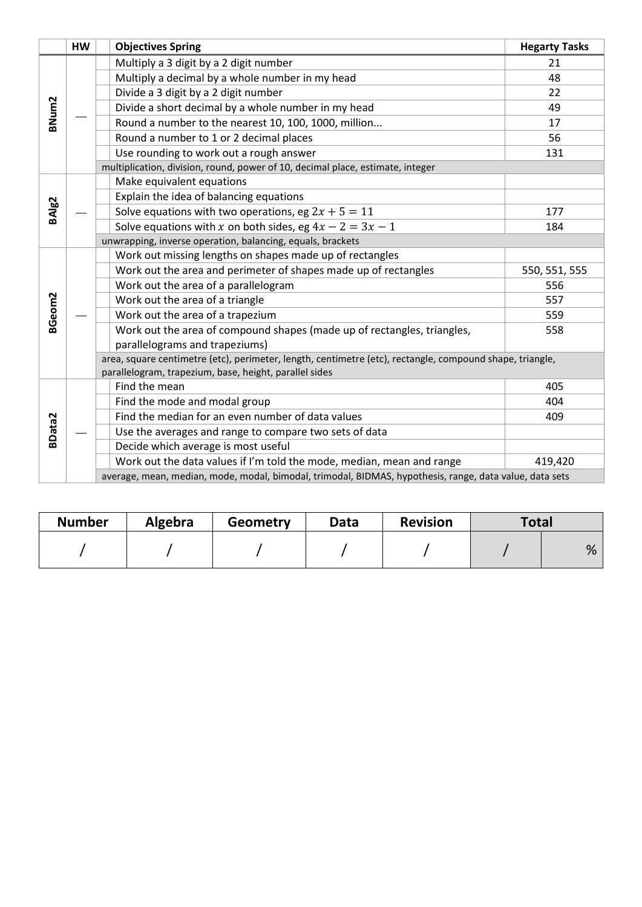| | HW | | Objectives Spring | Hegarty Tasks |
|---|---|---|---|---|
| BNum2 | — | | Multiply a 3 digit by a 2 digit number | 21 |
| | | | Multiply a decimal by a whole number in my head | 48 |
| | | | Divide a 3 digit by a 2 digit number | 22 |
| | | | Divide a short decimal by a whole number in my head | 49 |
| | | | Round a number to the nearest 10, 100, 1000, million... | 17 |
| | | | Round a number to 1 or 2 decimal places | 56 |
| | | | Use rounding to work out a rough answer | 131 |
| | | multiplication, division, round, power of 10, decimal place, estimate, integer | | |
| BAlg2 | — | | Make equivalent equations | |
| | | | Explain the idea of balancing equations | |
| | | | Solve equations with two operations, eg $2x + 5 = 11$ | 177 |
| | | | Solve equations with $x$ on both sides, eg $4x - 2 = 3x - 1$ | 184 |
| | | unwrapping, inverse operation, balancing, equals, brackets | | |
| BGeom2 | — | | Work out missing lengths on shapes made up of rectangles | |
| | | | Work out the area and perimeter of shapes made up of rectangles | 550, 551, 555 |
| | | | Work out the area of a parallelogram | 556 |
| | | | Work out the area of a triangle | 557 |
| | | | Work out the area of a trapezium | 559 |
| | | | Work out the area of compound shapes (made up of rectangles, triangles, parallelograms and trapeziums) | 558 |
| | | area, square centimetre (etc), perimeter, length, centimetre (etc), rectangle, compound shape, triangle, parallelogram, trapezium, base, height, parallel sides | | |
| BData2 | — | | Find the mean | 405 |
| | | | Find the mode and modal group | 404 |
| | | | Find the median for an even number of data values | 409 |
| | | | Use the averages and range to compare two sets of data | |
| | | | Decide which average is most useful | |
| | | | Work out the data values if I'm told the mode, median, mean and range | 419,420 |
| | | average, mean, median, mode, modal, bimodal, trimodal, BIDMAS, hypothesis, range, data value, data sets | | |

| Number | Algebra | Geometry | Data | Revision | Total | |
|---|---|---|---|---|---|---|
| / | / | / | / | / | / | % |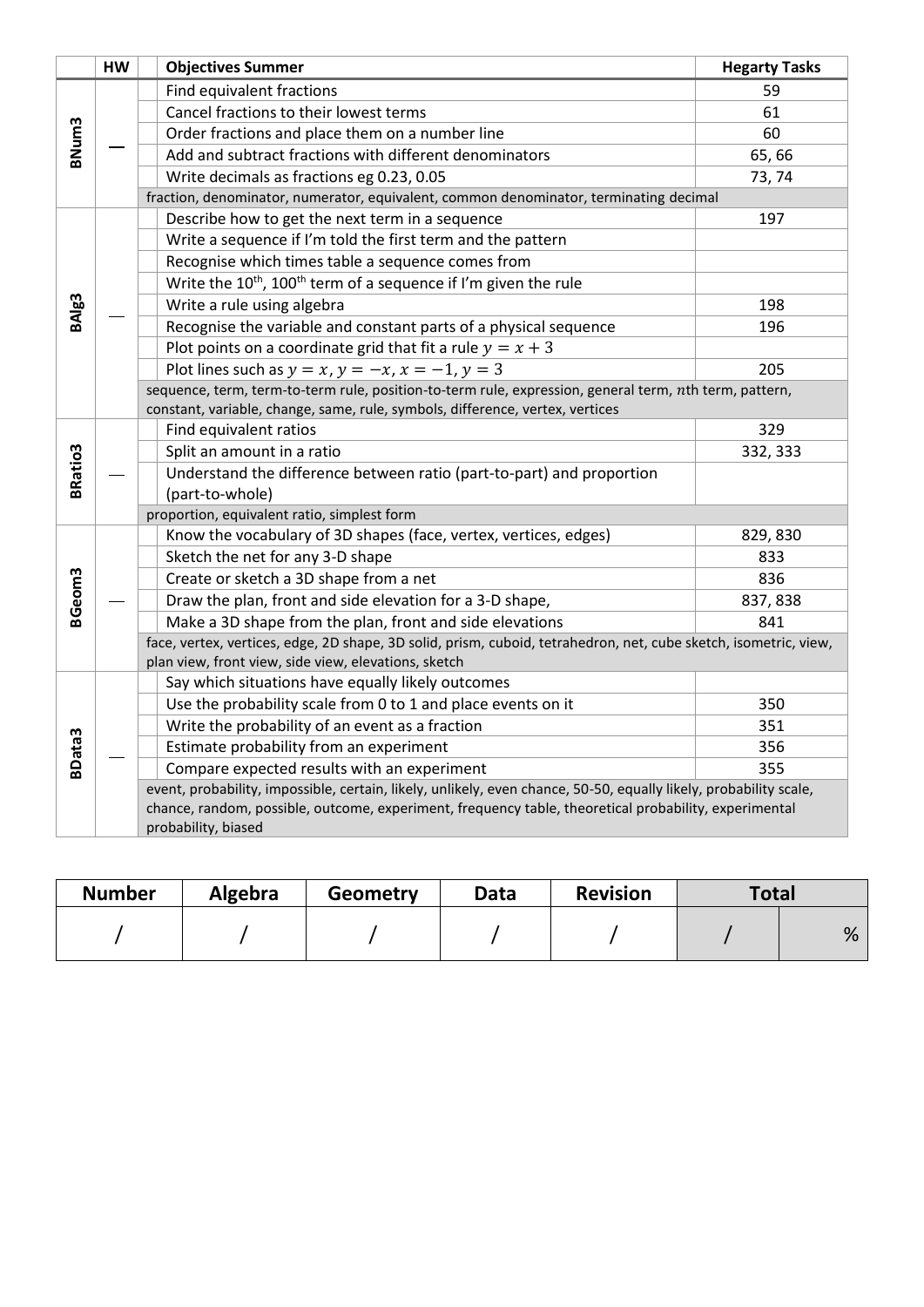| | HW | | Objectives Summer | Hegarty Tasks |
|---|---|---|---|---|
| BNum3 | — | | Find equivalent fractions | 59 |
| | | | Cancel fractions to their lowest terms | 61 |
| | | | Order fractions and place them on a number line | 60 |
| | | | Add and subtract fractions with different denominators | 65, 66 |
| | | | Write decimals as fractions eg 0.23, 0.05 | 73, 74 |
| | | fraction, denominator, numerator, equivalent, common denominator, terminating decimal | | |
| BAlg3 | — | | Describe how to get the next term in a sequence | 197 |
| | | | Write a sequence if I'm told the first term and the pattern | |
| | | | Recognise which times table a sequence comes from | |
| | | | Write the 10th, 100th term of a sequence if I'm given the rule | |
| | | | Write a rule using algebra | 198 |
| | | | Recognise the variable and constant parts of a physical sequence | 196 |
| | | | Plot points on a coordinate grid that fit a rule $y = x + 3$ | |
| | | | Plot lines such as $y = x$, $y = -x$, $x = -1$, $y = 3$ | 205 |
| | | sequence, term, term-to-term rule, position-to-term rule, expression, general term, $n$th term, pattern, constant, variable, change, same, rule, symbols, difference, vertex, vertices | | |
| BRatio3 | — | | Find equivalent ratios | 329 |
| | | | Split an amount in a ratio | 332, 333 |
| | | | Understand the difference between ratio (part-to-part) and proportion (part-to-whole) | |
| | | proportion, equivalent ratio, simplest form | | |
| BGeom3 | — | | Know the vocabulary of 3D shapes (face, vertex, vertices, edges) | 829, 830 |
| | | | Sketch the net for any 3-D shape | 833 |
| | | | Create or sketch a 3D shape from a net | 836 |
| | | | Draw the plan, front and side elevation for a 3-D shape, | 837, 838 |
| | | | Make a 3D shape from the plan, front and side elevations | 841 |
| | | face, vertex, vertices, edge, 2D shape, 3D solid, prism, cuboid, tetrahedron, net, cube sketch, isometric, view, plan view, front view, side view, elevations, sketch | | |
| BData3 | — | | Say which situations have equally likely outcomes | |
| | | | Use the probability scale from 0 to 1 and place events on it | 350 |
| | | | Write the probability of an event as a fraction | 351 |
| | | | Estimate probability from an experiment | 356 |
| | | | Compare expected results with an experiment | 355 |
| | | event, probability, impossible, certain, likely, unlikely, even chance, 50-50, equally likely, probability scale, chance, random, possible, outcome, experiment, frequency table, theoretical probability, experimental probability, biased | | |

| Number | Algebra | Geometry | Data | Revision | Total | |
|---|---|---|---|---|---|---|
| / | / | / | / | / | / | % |